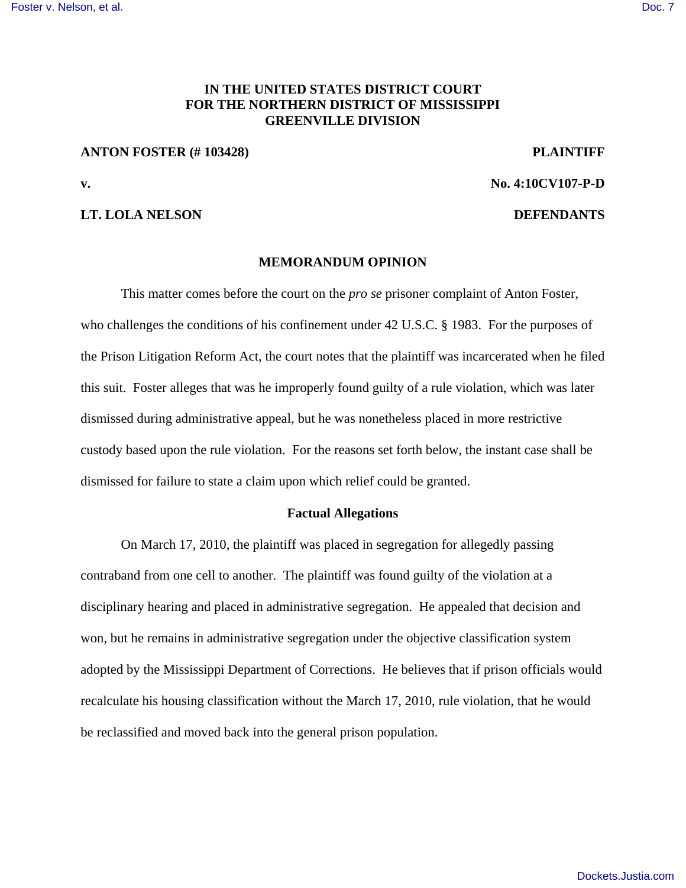**IN THE UNITED STATES DISTRICT COURT**
**FOR THE NORTHERN DISTRICT OF MISSISSIPPI**
**GREENVILLE DIVISION**

**ANTON FOSTER (# 103428)** **PLAINTIFF**

**v.** **No. 4:10CV107-P-D**

**LT. LOLA NELSON** **DEFENDANTS**

## MEMORANDUM OPINION

This matter comes before the court on the *pro se* prisoner complaint of Anton Foster, who challenges the conditions of his confinement under 42 U.S.C. § 1983. For the purposes of the Prison Litigation Reform Act, the court notes that the plaintiff was incarcerated when he filed this suit. Foster alleges that was he improperly found guilty of a rule violation, which was later dismissed during administrative appeal, but he was nonetheless placed in more restrictive custody based upon the rule violation. For the reasons set forth below, the instant case shall be dismissed for failure to state a claim upon which relief could be granted.

### Factual Allegations

On March 17, 2010, the plaintiff was placed in segregation for allegedly passing contraband from one cell to another. The plaintiff was found guilty of the violation at a disciplinary hearing and placed in administrative segregation. He appealed that decision and won, but he remains in administrative segregation under the objective classification system adopted by the Mississippi Department of Corrections. He believes that if prison officials would recalculate his housing classification without the March 17, 2010, rule violation, that he would be reclassified and moved back into the general prison population.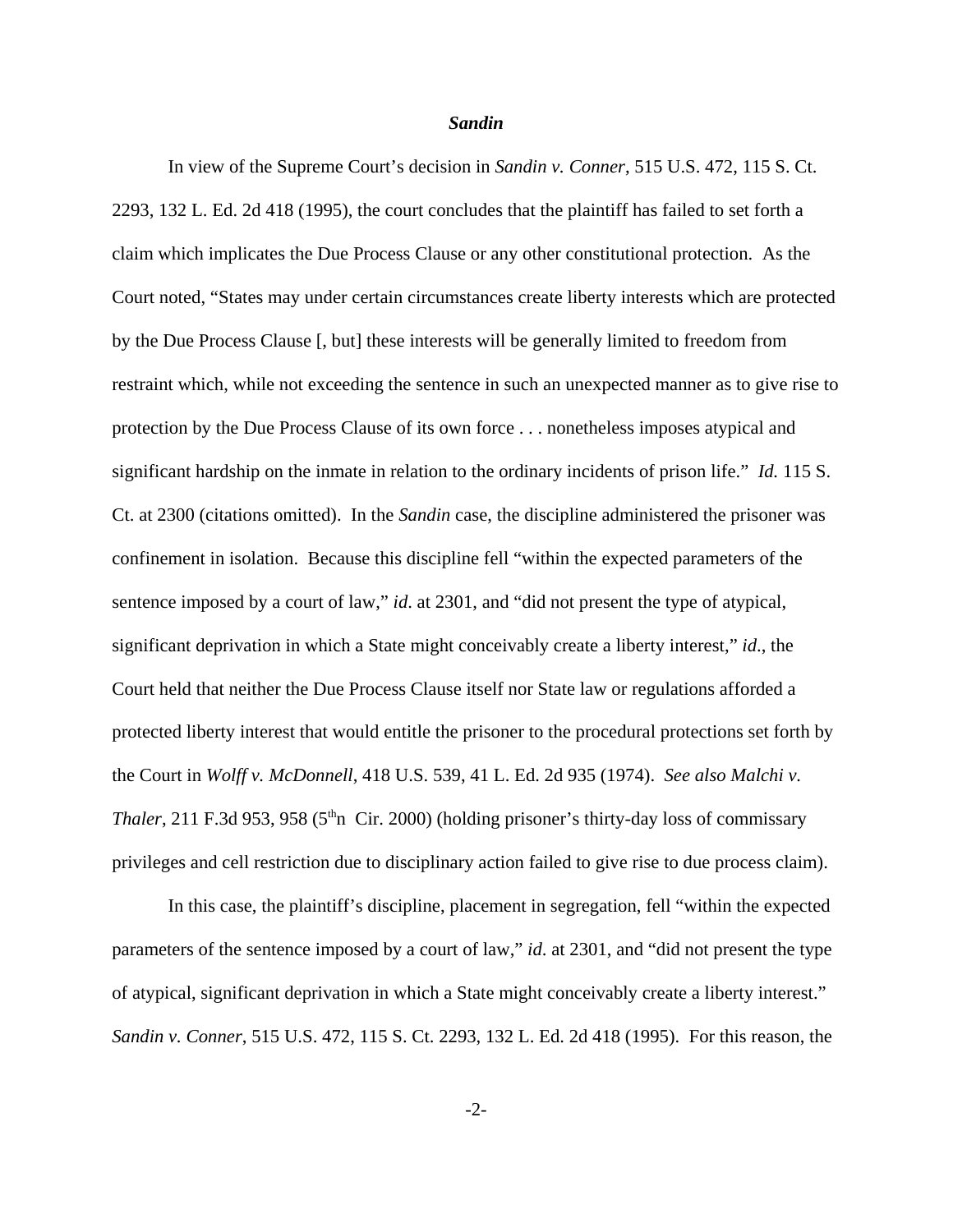### *Sandin*

In view of the Supreme Court's decision in *Sandin v. Conner*, 515 U.S. 472, 115 S. Ct. 2293, 132 L. Ed. 2d 418 (1995), the court concludes that the plaintiff has failed to set forth a claim which implicates the Due Process Clause or any other constitutional protection. As the Court noted, "States may under certain circumstances create liberty interests which are protected by the Due Process Clause [, but] these interests will be generally limited to freedom from restraint which, while not exceeding the sentence in such an unexpected manner as to give rise to protection by the Due Process Clause of its own force . . . nonetheless imposes atypical and significant hardship on the inmate in relation to the ordinary incidents of prison life." *Id.* 115 S. Ct. at 2300 (citations omitted). In the *Sandin* case, the discipline administered the prisoner was confinement in isolation. Because this discipline fell "within the expected parameters of the sentence imposed by a court of law," *id*. at 2301, and "did not present the type of atypical, significant deprivation in which a State might conceivably create a liberty interest," *id*., the Court held that neither the Due Process Clause itself nor State law or regulations afforded a protected liberty interest that would entitle the prisoner to the procedural protections set forth by the Court in *Wolff v. McDonnell*, 418 U.S. 539, 41 L. Ed. 2d 935 (1974). *See also Malchi v. Thaler*, 211 F.3d 953, 958 (5thn Cir. 2000) (holding prisoner's thirty-day loss of commissary privileges and cell restriction due to disciplinary action failed to give rise to due process claim).

In this case, the plaintiff's discipline, placement in segregation, fell "within the expected parameters of the sentence imposed by a court of law," *id.* at 2301, and "did not present the type of atypical, significant deprivation in which a State might conceivably create a liberty interest." *Sandin v. Conner*, 515 U.S. 472, 115 S. Ct. 2293, 132 L. Ed. 2d 418 (1995). For this reason, the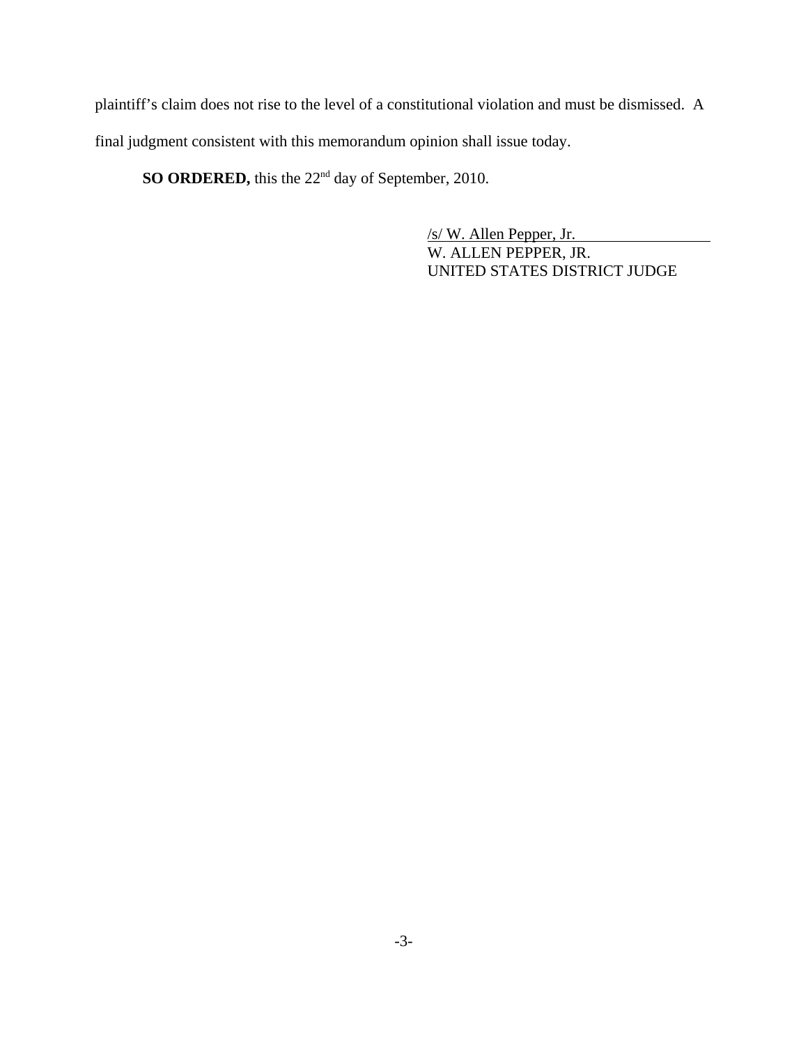plaintiff's claim does not rise to the level of a constitutional violation and must be dismissed. A final judgment consistent with this memorandum opinion shall issue today.

**SO ORDERED,** this the 22nd day of September, 2010.

/s/ W. Allen Pepper, Jr.
W. ALLEN PEPPER, JR.
UNITED STATES DISTRICT JUDGE